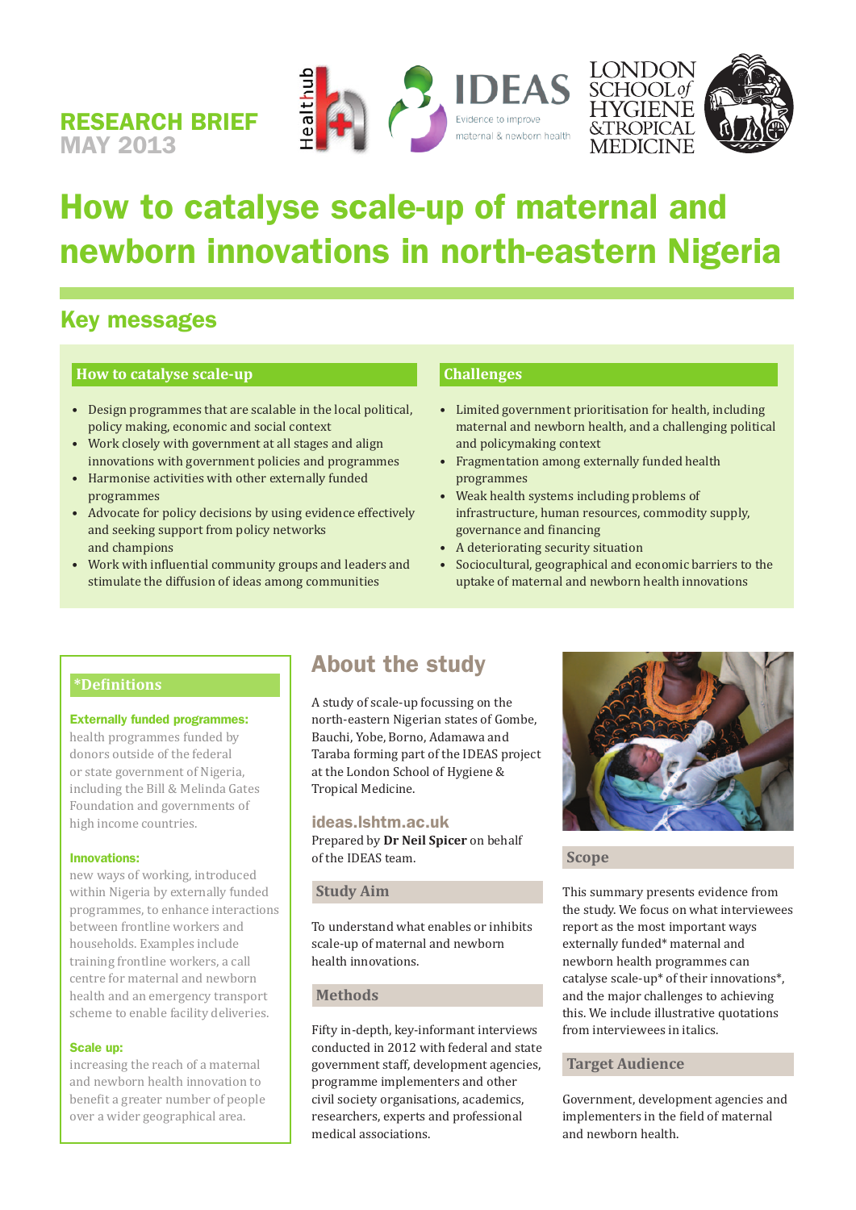RESEARCH BRIEF
MAY 2013

# How to catalyse scale-up of maternal and newborn innovations in north-eastern Nigeria

## Key messages

### How to catalyse scale-up

- Design programmes that are scalable in the local political, policy making, economic and social context
- Work closely with government at all stages and align innovations with government policies and programmes
- Harmonise activities with other externally funded programmes
- Advocate for policy decisions by using evidence effectively and seeking support from policy networks and champions
- Work with influential community groups and leaders and stimulate the diffusion of ideas among communities

### Challenges

- Limited government prioritisation for health, including maternal and newborn health, and a challenging political and policymaking context
- Fragmentation among externally funded health programmes
- Weak health systems including problems of infrastructure, human resources, commodity supply, governance and financing
- A deteriorating security situation
- Sociocultural, geographical and economic barriers to the uptake of maternal and newborn health innovations

### *Definitions

**Externally funded programmes:** health programmes funded by donors outside of the federal or state government of Nigeria, including the Bill & Melinda Gates Foundation and governments of high income countries.

**Innovations:** new ways of working, introduced within Nigeria by externally funded programmes, to enhance interactions between frontline workers and households. Examples include training frontline workers, a call centre for maternal and newborn health and an emergency transport scheme to enable facility deliveries.

**Scale up:** increasing the reach of a maternal and newborn health innovation to benefit a greater number of people over a wider geographical area.

## About the study

A study of scale-up focussing on the north-eastern Nigerian states of Gombe, Bauchi, Yobe, Borno, Adamawa and Taraba forming part of the IDEAS project at the London School of Hygiene & Tropical Medicine.

**ideas.lshtm.ac.uk**

Prepared by **Dr Neil Spicer** on behalf of the IDEAS team.

### Study Aim

To understand what enables or inhibits scale-up of maternal and newborn health innovations.

### Methods

Fifty in-depth, key-informant interviews conducted in 2012 with federal and state government staff, development agencies, programme implementers and other civil society organisations, academics, researchers, experts and professional medical associations.

### Scope

This summary presents evidence from the study. We focus on what interviewees report as the most important ways externally funded* maternal and newborn health programmes can catalyse scale-up* of their innovations*, and the major challenges to achieving this. We include illustrative quotations from interviewees in italics.

### Target Audience

Government, development agencies and implementers in the field of maternal and newborn health.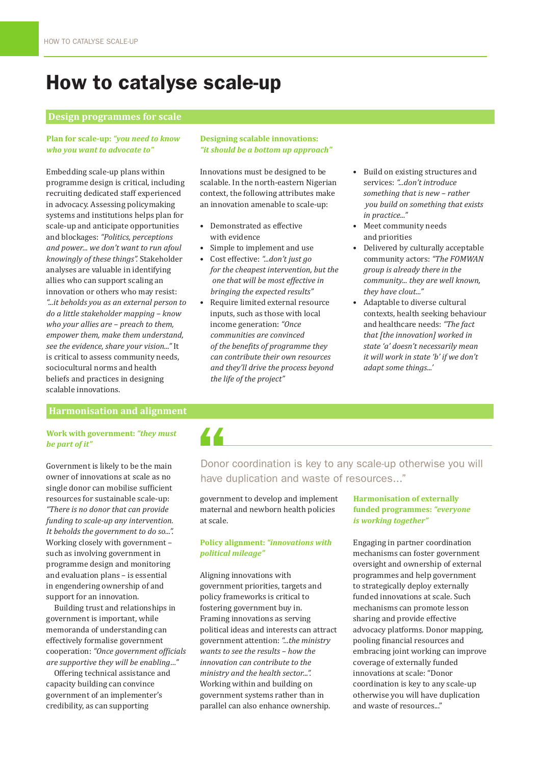# How to catalyse scale-up

## Design programmes for scale

### Plan for scale-up: *"you need to know who you want to advocate to"*

Embedding scale-up plans within programme design is critical, including recruiting dedicated staff experienced in advocacy. Assessing policymaking systems and institutions helps plan for scale-up and anticipate opportunities and blockages: *"Politics, perceptions and power... we don't want to run afoul knowingly of these things"*. Stakeholder analyses are valuable in identifying allies who can support scaling an innovation or others who may resist: *"...it beholds you as an external person to do a little stakeholder mapping – know who your allies are – preach to them, empower them, make them understand, see the evidence, share your vision..."* It is critical to assess community needs, sociocultural norms and health beliefs and practices in designing scalable innovations.

### Designing scalable innovations: *"it should be a bottom up approach"*

Innovations must be designed to be scalable. In the north-eastern Nigerian context, the following attributes make an innovation amenable to scale-up:

- Demonstrated as effective with evidence
- Simple to implement and use
- Cost effective: *"...don't just go for the cheapest intervention, but the one that will be most effective in bringing the expected results"*
- Require limited external resource inputs, such as those with local income generation: *"Once communities are convinced of the benefits of programme they can contribute their own resources and they'll drive the process beyond the life of the project"*
- Build on existing structures and services: *"...don't introduce something that is new – rather you build on something that exists in practice..."*
- Meet community needs and priorities
- Delivered by culturally acceptable community actors: *"The FOMWAN group is already there in the community... they are well known, they have clout..."*
- Adaptable to diverse cultural contexts, health seeking behaviour and healthcare needs: *"The fact that [the innovation] worked in state 'a' doesn't necessarily mean it will work in state 'b' if we don't adapt some things...'*

## Harmonisation and alignment

### Work with government: *"they must be part of it"*

Government is likely to be the main owner of innovations at scale as no single donor can mobilise sufficient resources for sustainable scale-up: *"There is no donor that can provide funding to scale-up any intervention. It beholds the government to do so..."*. Working closely with government – such as involving government in programme design and monitoring and evaluation plans – is essential in engendering ownership of and support for an innovation.

Building trust and relationships in government is important, while memoranda of understanding can effectively formalise government cooperation: *"Once government officials are supportive they will be enabling..."*

Offering technical assistance and capacity building can convince government of an implementer's credibility, as can supporting government to develop and implement maternal and newborn health policies at scale.

> "Donor coordination is key to any scale-up otherwise you will have duplication and waste of resources..."

### Policy alignment: *"innovations with political mileage"*

Aligning innovations with government priorities, targets and policy frameworks is critical to fostering government buy in. Framing innovations as serving political ideas and interests can attract government attention: *"...the ministry wants to see the results – how the innovation can contribute to the ministry and the health sector..."*. Working within and building on government systems rather than in parallel can also enhance ownership.

### Harmonisation of externally funded programmes: *"everyone is working together"*

Engaging in partner coordination mechanisms can foster government oversight and ownership of external programmes and help government to strategically deploy externally funded innovations at scale. Such mechanisms can promote lesson sharing and provide effective advocacy platforms. Donor mapping, pooling financial resources and embracing joint working can improve coverage of externally funded innovations at scale: "Donor coordination is key to any scale-up otherwise you will have duplication and waste of resources..."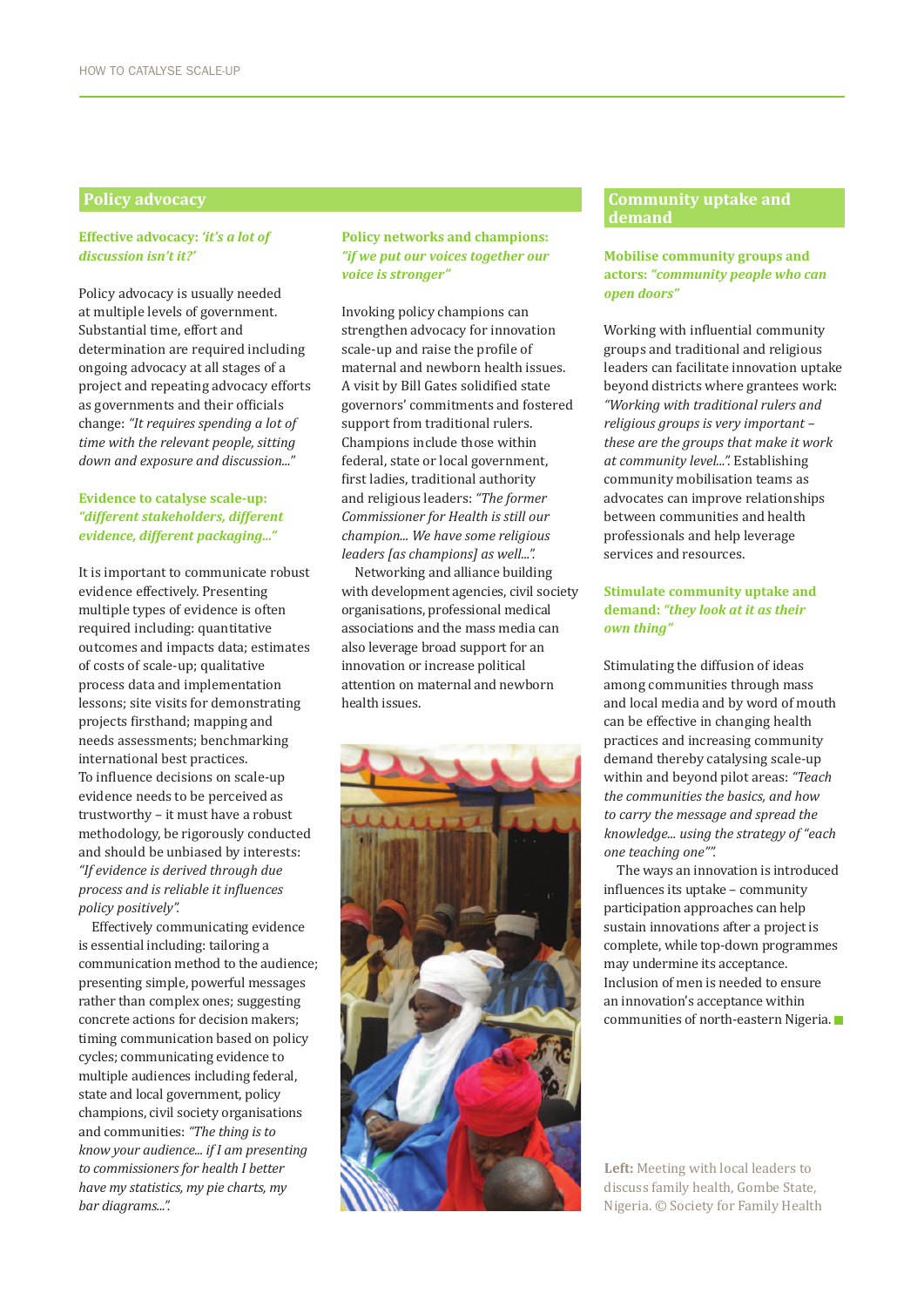## Policy advocacy

### Effective advocacy: *'it's a lot of discussion isn't it?'*

Policy advocacy is usually needed at multiple levels of government. Substantial time, effort and determination are required including ongoing advocacy at all stages of a project and repeating advocacy efforts as governments and their officials change: *"It requires spending a lot of time with the relevant people, sitting down and exposure and discussion..."*

### Evidence to catalyse scale-up: *"different stakeholders, different evidence, different packaging..."*

It is important to communicate robust evidence effectively. Presenting multiple types of evidence is often required including: quantitative outcomes and impacts data; estimates of costs of scale-up; qualitative process data and implementation lessons; site visits for demonstrating projects firsthand; mapping and needs assessments; benchmarking international best practices.

To influence decisions on scale-up evidence needs to be perceived as trustworthy – it must have a robust methodology, be rigorously conducted and should be unbiased by interests: *"If evidence is derived through due process and is reliable it influences policy positively".*

Effectively communicating evidence is essential including: tailoring a communication method to the audience; presenting simple, powerful messages rather than complex ones; suggesting concrete actions for decision makers; timing communication based on policy cycles; communicating evidence to multiple audiences including federal, state and local government, policy champions, civil society organisations and communities: *"The thing is to know your audience... if I am presenting to commissioners for health I better have my statistics, my pie charts, my bar diagrams...".*

### Policy networks and champions: *"if we put our voices together our voice is stronger"*

Invoking policy champions can strengthen advocacy for innovation scale-up and raise the profile of maternal and newborn health issues. A visit by Bill Gates solidified state governors' commitments and fostered support from traditional rulers. Champions include those within federal, state or local government, first ladies, traditional authority and religious leaders: *"The former Commissioner for Health is still our champion... We have some religious leaders [as champions] as well...".*

Networking and alliance building with development agencies, civil society organisations, professional medical associations and the mass media can also leverage broad support for an innovation or increase political attention on maternal and newborn health issues.

## Community uptake and demand

### Mobilise community groups and actors: *"community people who can open doors"*

Working with influential community groups and traditional and religious leaders can facilitate innovation uptake beyond districts where grantees work: *"Working with traditional rulers and religious groups is very important – these are the groups that make it work at community level...".* Establishing community mobilisation teams as advocates can improve relationships between communities and health professionals and help leverage services and resources.

### Stimulate community uptake and demand: *"they look at it as their own thing"*

Stimulating the diffusion of ideas among communities through mass and local media and by word of mouth can be effective in changing health practices and increasing community demand thereby catalysing scale-up within and beyond pilot areas: *"Teach the communities the basics, and how to carry the message and spread the knowledge... using the strategy of "each one teaching one"".*

The ways an innovation is introduced influences its uptake – community participation approaches can help sustain innovations after a project is complete, while top-down programmes may undermine its acceptance. Inclusion of men is needed to ensure an innovation's acceptance within communities of north-eastern Nigeria.

**Left:** Meeting with local leaders to discuss family health, Gombe State, Nigeria. © Society for Family Health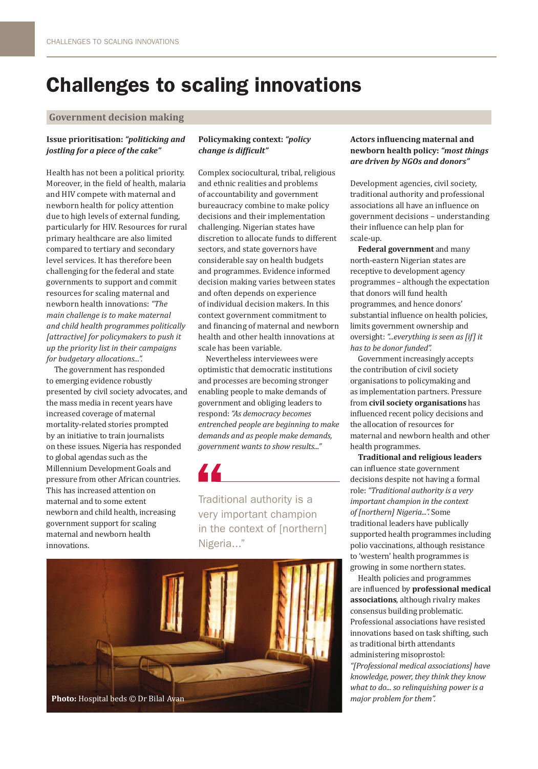# Challenges to scaling innovations

## Government decision making

### Issue prioritisation: *"politicking and jostling for a piece of the cake"*

Health has not been a political priority. Moreover, in the field of health, malaria and HIV compete with maternal and newborn health for policy attention due to high levels of external funding, particularly for HIV. Resources for rural primary healthcare are also limited compared to tertiary and secondary level services. It has therefore been challenging for the federal and state governments to support and commit resources for scaling maternal and newborn health innovations: *"The main challenge is to make maternal and child health programmes politically [attractive] for policymakers to push it up the priority list in their campaigns for budgetary allocations..."*.

The government has responded to emerging evidence robustly presented by civil society advocates, and the mass media in recent years have increased coverage of maternal mortality-related stories prompted by an initiative to train journalists on these issues. Nigeria has responded to global agendas such as the Millennium Development Goals and pressure from other African countries. This has increased attention on maternal and to some extent newborn and child health, increasing government support for scaling maternal and newborn health innovations.

### Policymaking context: *"policy change is difficult"*

Complex sociocultural, tribal, religious and ethnic realities and problems of accountability and government bureaucracy combine to make policy decisions and their implementation challenging. Nigerian states have discretion to allocate funds to different sectors, and state governors have considerable say on health budgets and programmes. Evidence informed decision making varies between states and often depends on experience of individual decision makers. In this context government commitment to and financing of maternal and newborn health and other health innovations at scale has been variable.

Nevertheless interviewees were optimistic that democratic institutions and processes are becoming stronger enabling people to make demands of government and obliging leaders to respond: *"As democracy becomes entrenched people are beginning to make demands and as people make demands, government wants to show results..."*

> "Traditional authority is a very important champion in the context of [northern] Nigeria..."

Photo: Hospital beds © Dr Bilal Avan

### Actors influencing maternal and newborn health policy: *"most things are driven by NGOs and donors"*

Development agencies, civil society, traditional authority and professional associations all have an influence on government decisions – understanding their influence can help plan for scale-up.

**Federal government** and many north-eastern Nigerian states are receptive to development agency programmes – although the expectation that donors will fund health programmes, and hence donors' substantial influence on health policies, limits government ownership and oversight: *"...everything is seen as [if] it has to be donor funded"*.

Government increasingly accepts the contribution of civil society organisations to policymaking and as implementation partners. Pressure from **civil society organisations** has influenced recent policy decisions and the allocation of resources for maternal and newborn health and other health programmes.

**Traditional and religious leaders** can influence state government decisions despite not having a formal role: *"Traditional authority is a very important champion in the context of [northern] Nigeria..."*. Some traditional leaders have publically supported health programmes including polio vaccinations, although resistance to 'western' health programmes is growing in some northern states.

Health policies and programmes are influenced by **professional medical associations**, although rivalry makes consensus building problematic. Professional associations have resisted innovations based on task shifting, such as traditional birth attendants administering misoprostol: *"[Professional medical associations] have knowledge, power, they think they know what to do... so relinquishing power is a major problem for them"*.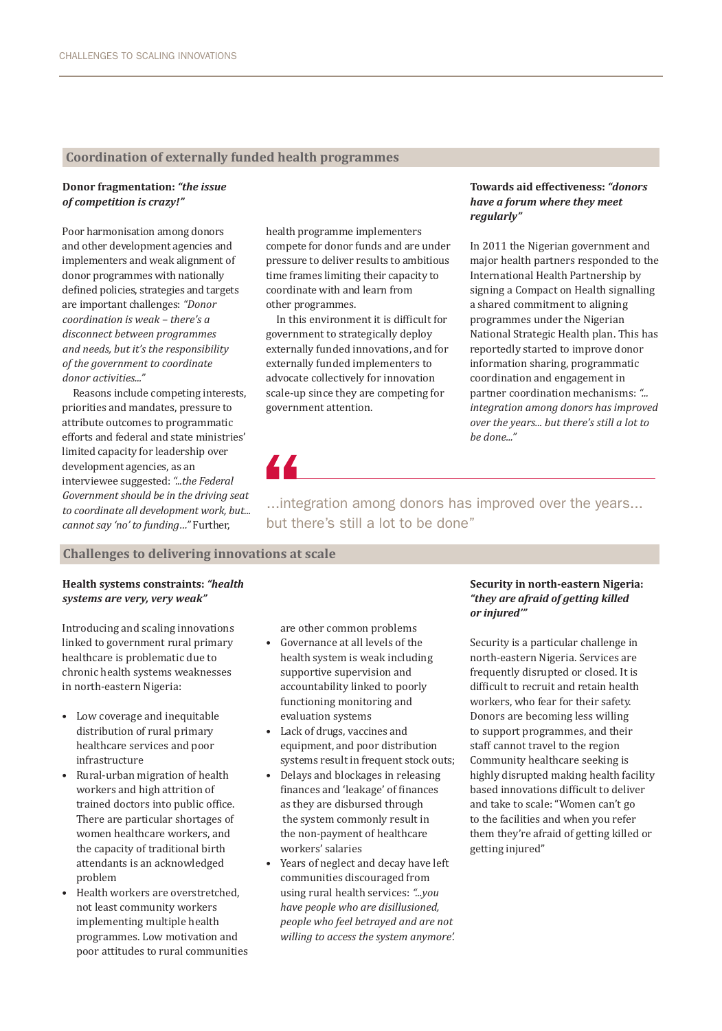## Coordination of externally funded health programmes

### Donor fragmentation: *"the issue of competition is crazy!"*

Poor harmonisation among donors and other development agencies and implementers and weak alignment of donor programmes with nationally defined policies, strategies and targets are important challenges: *"Donor coordination is weak – there's a disconnect between programmes and needs, but it's the responsibility of the government to coordinate donor activities..."*

Reasons include competing interests, priorities and mandates, pressure to attribute outcomes to programmatic efforts and federal and state ministries' limited capacity for leadership over development agencies, as an interviewee suggested: *"...the Federal Government should be in the driving seat to coordinate all development work, but... cannot say 'no' to funding..."* Further, health programme implementers compete for donor funds and are under pressure to deliver results to ambitious time frames limiting their capacity to coordinate with and learn from other programmes.

In this environment it is difficult for government to strategically deploy externally funded innovations, and for externally funded implementers to advocate collectively for innovation scale-up since they are competing for government attention.

### Towards aid effectiveness: *"donors have a forum where they meet regularly"*

In 2011 the Nigerian government and major health partners responded to the International Health Partnership by signing a Compact on Health signalling a shared commitment to aligning programmes under the Nigerian National Strategic Health plan. This has reportedly started to improve donor information sharing, programmatic coordination and engagement in partner coordination mechanisms: *"... integration among donors has improved over the years... but there's still a lot to be done..."*

> ...integration among donors has improved over the years... but there's still a lot to be done"

## Challenges to delivering innovations at scale

### Health systems constraints: *"health systems are very, very weak"*

Introducing and scaling innovations linked to government rural primary healthcare is problematic due to chronic health systems weaknesses in north-eastern Nigeria:

- Low coverage and inequitable distribution of rural primary healthcare services and poor infrastructure
- Rural-urban migration of health workers and high attrition of trained doctors into public office. There are particular shortages of women healthcare workers, and the capacity of traditional birth attendants is an acknowledged problem
- Health workers are overstretched, not least community workers implementing multiple health programmes. Low motivation and poor attitudes to rural communities are other common problems
- Governance at all levels of the health system is weak including supportive supervision and accountability linked to poorly functioning monitoring and evaluation systems
- Lack of drugs, vaccines and equipment, and poor distribution systems result in frequent stock outs;
- Delays and blockages in releasing finances and 'leakage' of finances as they are disbursed through the system commonly result in the non-payment of healthcare workers' salaries
- Years of neglect and decay have left communities discouraged from using rural health services: *"...you have people who are disillusioned, people who feel betrayed and are not willing to access the system anymore'.*

### Security in north-eastern Nigeria: *"they are afraid of getting killed or injured'"*

Security is a particular challenge in north-eastern Nigeria. Services are frequently disrupted or closed. It is difficult to recruit and retain health workers, who fear for their safety. Donors are becoming less willing to support programmes, and their staff cannot travel to the region Community healthcare seeking is highly disrupted making health facility based innovations difficult to deliver and take to scale: "Women can't go to the facilities and when you refer them they're afraid of getting killed or getting injured"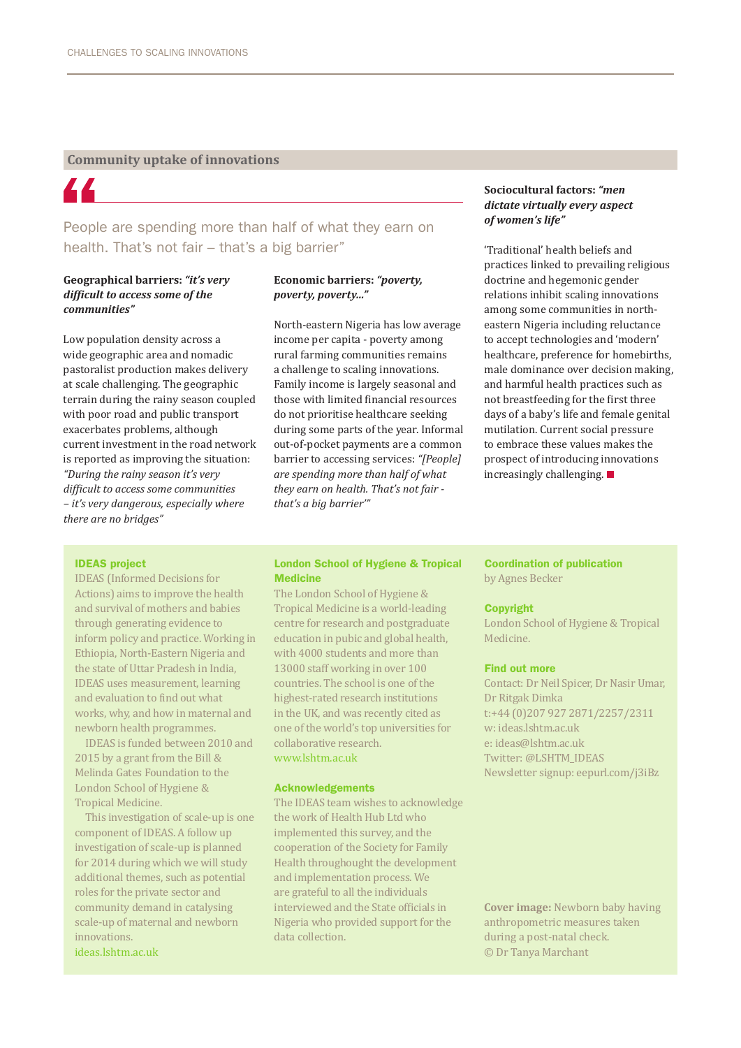## Community uptake of innovations

> People are spending more than half of what they earn on health. That's not fair – that's a big barrier"

**Geographical barriers:** ***"it's very difficult to access some of the communities"***

Low population density across a wide geographic area and nomadic pastoralist production makes delivery at scale challenging. The geographic terrain during the rainy season coupled with poor road and public transport exacerbates problems, although current investment in the road network is reported as improving the situation: *"During the rainy season it's very difficult to access some communities – it's very dangerous, especially where there are no bridges"*

**Economic barriers:** ***"poverty, poverty, poverty..."***

North-eastern Nigeria has low average income per capita - poverty among rural farming communities remains a challenge to scaling innovations. Family income is largely seasonal and those with limited financial resources do not prioritise healthcare seeking during some parts of the year. Informal out-of-pocket payments are a common barrier to accessing services: *"[People] are spending more than half of what they earn on health. That's not fair - that's a big barrier'"*

**Sociocultural factors:** ***"men dictate virtually every aspect of women's life"***

'Traditional' health beliefs and practices linked to prevailing religious doctrine and hegemonic gender relations inhibit scaling innovations among some communities in north-eastern Nigeria including reluctance to accept technologies and 'modern' healthcare, preference for homebirths, male dominance over decision making, and harmful health practices such as not breastfeeding for the first three days of a baby's life and female genital mutilation. Current social pressure to embrace these values makes the prospect of introducing innovations increasingly challenging.

**IDEAS project**

IDEAS (Informed Decisions for Actions) aims to improve the health and survival of mothers and babies through generating evidence to inform policy and practice. Working in Ethiopia, North-Eastern Nigeria and the state of Uttar Pradesh in India, IDEAS uses measurement, learning and evaluation to find out what works, why, and how in maternal and newborn health programmes.

IDEAS is funded between 2010 and 2015 by a grant from the Bill & Melinda Gates Foundation to the London School of Hygiene & Tropical Medicine.

This investigation of scale-up is one component of IDEAS. A follow up investigation of scale-up is planned for 2014 during which we will study additional themes, such as potential roles for the private sector and community demand in catalysing scale-up of maternal and newborn innovations.

ideas.lshtm.ac.uk

**London School of Hygiene & Tropical Medicine**

The London School of Hygiene & Tropical Medicine is a world-leading centre for research and postgraduate education in pubic and global health, with 4000 students and more than 13000 staff working in over 100 countries. The school is one of the highest-rated research institutions in the UK, and was recently cited as one of the world's top universities for collaborative research.

www.lshtm.ac.uk

**Acknowledgements**

The IDEAS team wishes to acknowledge the work of Health Hub Ltd who implemented this survey, and the cooperation of the Society for Family Health throughought the development and implementation process. We are grateful to all the individuals interviewed and the State officials in Nigeria who provided support for the data collection.

**Coordination of publication**

by Agnes Becker

**Copyright**

London School of Hygiene & Tropical Medicine.

**Find out more**

Contact: Dr Neil Spicer, Dr Nasir Umar, Dr Ritgak Dimka
t:+44 (0)207 927 2871/2257/2311
w: ideas.lshtm.ac.uk
e: ideas@lshtm.ac.uk
Twitter: @LSHTM_IDEAS
Newsletter signup: eepurl.com/j3iBz

**Cover image:** Newborn baby having anthropometric measures taken during a post-natal check. © Dr Tanya Marchant